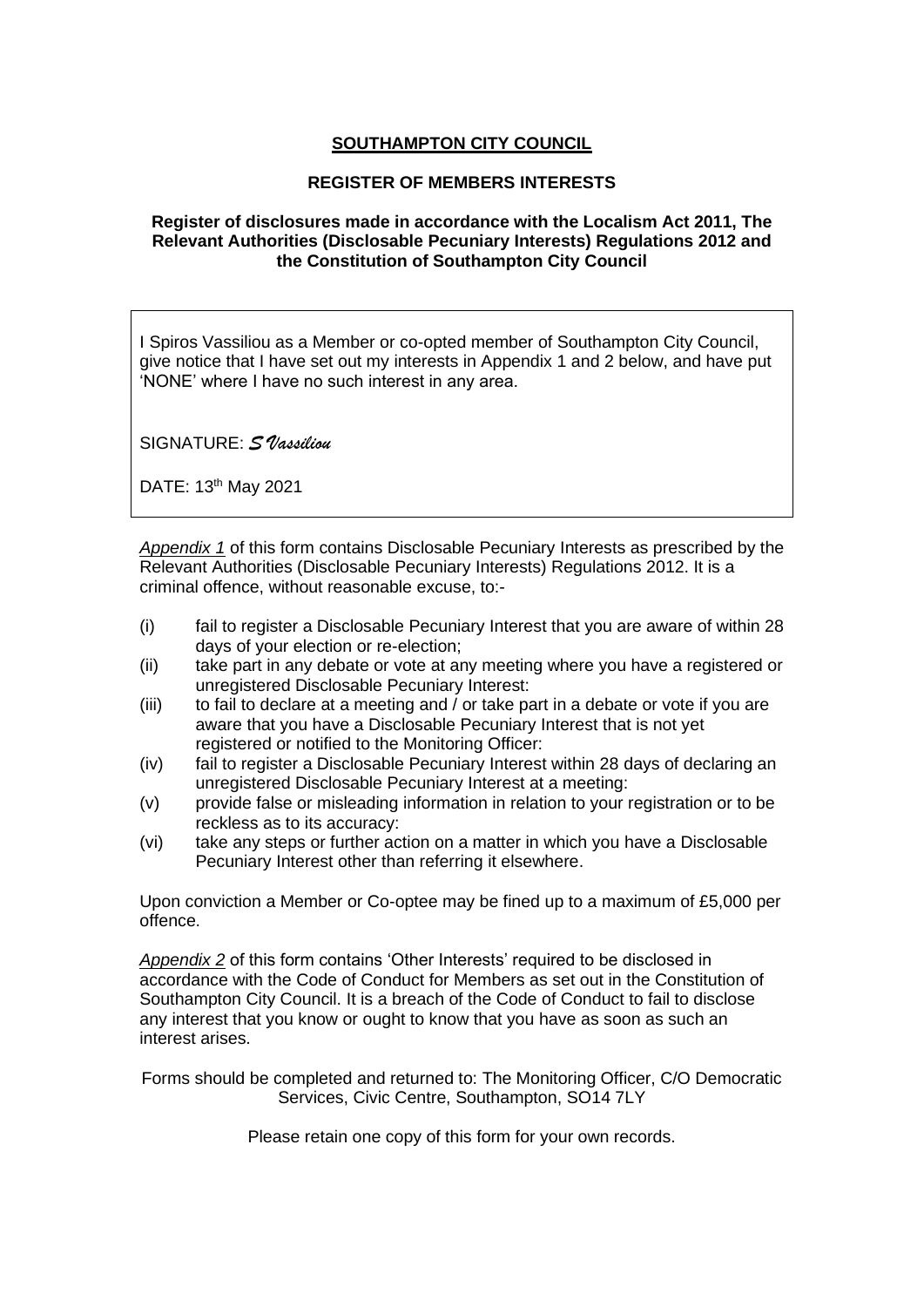# **SOUTHAMPTON CITY COUNCIL**

## REGISTER OF MEMBERS INTERESTS

### Register of disclosures made in accordance with the Localism Act 2011, The Relevant Authorities (Disclosable Pecuniary Interests) Regulations 2012 and the Constitution of Southampton City Council

I Spiros Vassiliou as a Member or co-opted member of Southampton City Council, give notice that I have set out my interests in Appendix 1 and 2 below, and have put 'NONE' where I have no such interest in any area.

SIGNATURE: *S Vassiliou*

DATE: 13th May 2021

***Appendix 1*** of this form contains Disclosable Pecuniary Interests as prescribed by the Relevant Authorities (Disclosable Pecuniary Interests) Regulations 2012. It is a criminal offence, without reasonable excuse, to:-

(i) fail to register a Disclosable Pecuniary Interest that you are aware of within 28 days of your election or re-election;
(ii) take part in any debate or vote at any meeting where you have a registered or unregistered Disclosable Pecuniary Interest:
(iii) to fail to declare at a meeting and / or take part in a debate or vote if you are aware that you have a Disclosable Pecuniary Interest that is not yet registered or notified to the Monitoring Officer:
(iv) fail to register a Disclosable Pecuniary Interest within 28 days of declaring an unregistered Disclosable Pecuniary Interest at a meeting:
(v) provide false or misleading information in relation to your registration or to be reckless as to its accuracy:
(vi) take any steps or further action on a matter in which you have a Disclosable Pecuniary Interest other than referring it elsewhere.

Upon conviction a Member or Co-optee may be fined up to a maximum of £5,000 per offence.

***Appendix 2*** of this form contains 'Other Interests' required to be disclosed in accordance with the Code of Conduct for Members as set out in the Constitution of Southampton City Council. It is a breach of the Code of Conduct to fail to disclose any interest that you know or ought to know that you have as soon as such an interest arises.

Forms should be completed and returned to: The Monitoring Officer, C/O Democratic Services, Civic Centre, Southampton, SO14 7LY

Please retain one copy of this form for your own records.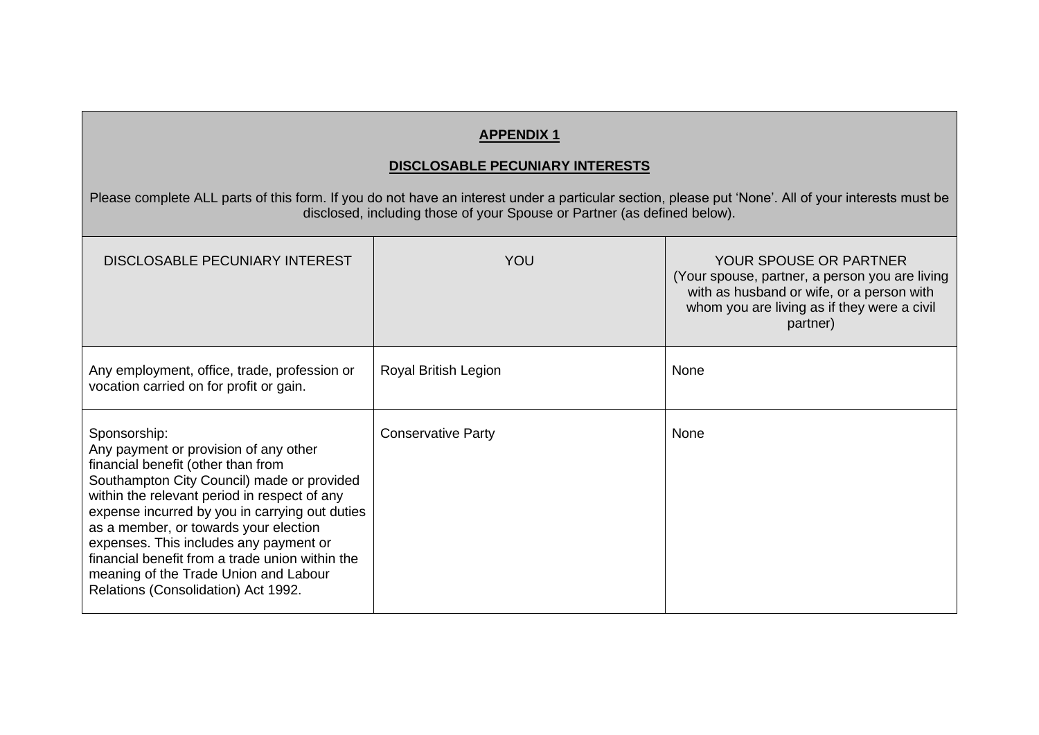**APPENDIX 1**

**DISCLOSABLE PECUNIARY INTERESTS**

Please complete ALL parts of this form. If you do not have an interest under a particular section, please put 'None'. All of your interests must be disclosed, including those of your Spouse or Partner (as defined below).

| DISCLOSABLE PECUNIARY INTEREST | YOU | YOUR SPOUSE OR PARTNER (Your spouse, partner, a person you are living with as husband or wife, or a person with whom you are living as if they were a civil partner) |
|---|---|---|
| Any employment, office, trade, profession or vocation carried on for profit or gain. | Royal British Legion | None |
| Sponsorship: Any payment or provision of any other financial benefit (other than from Southampton City Council) made or provided within the relevant period in respect of any expense incurred by you in carrying out duties as a member, or towards your election expenses. This includes any payment or financial benefit from a trade union within the meaning of the Trade Union and Labour Relations (Consolidation) Act 1992. | Conservative Party | None |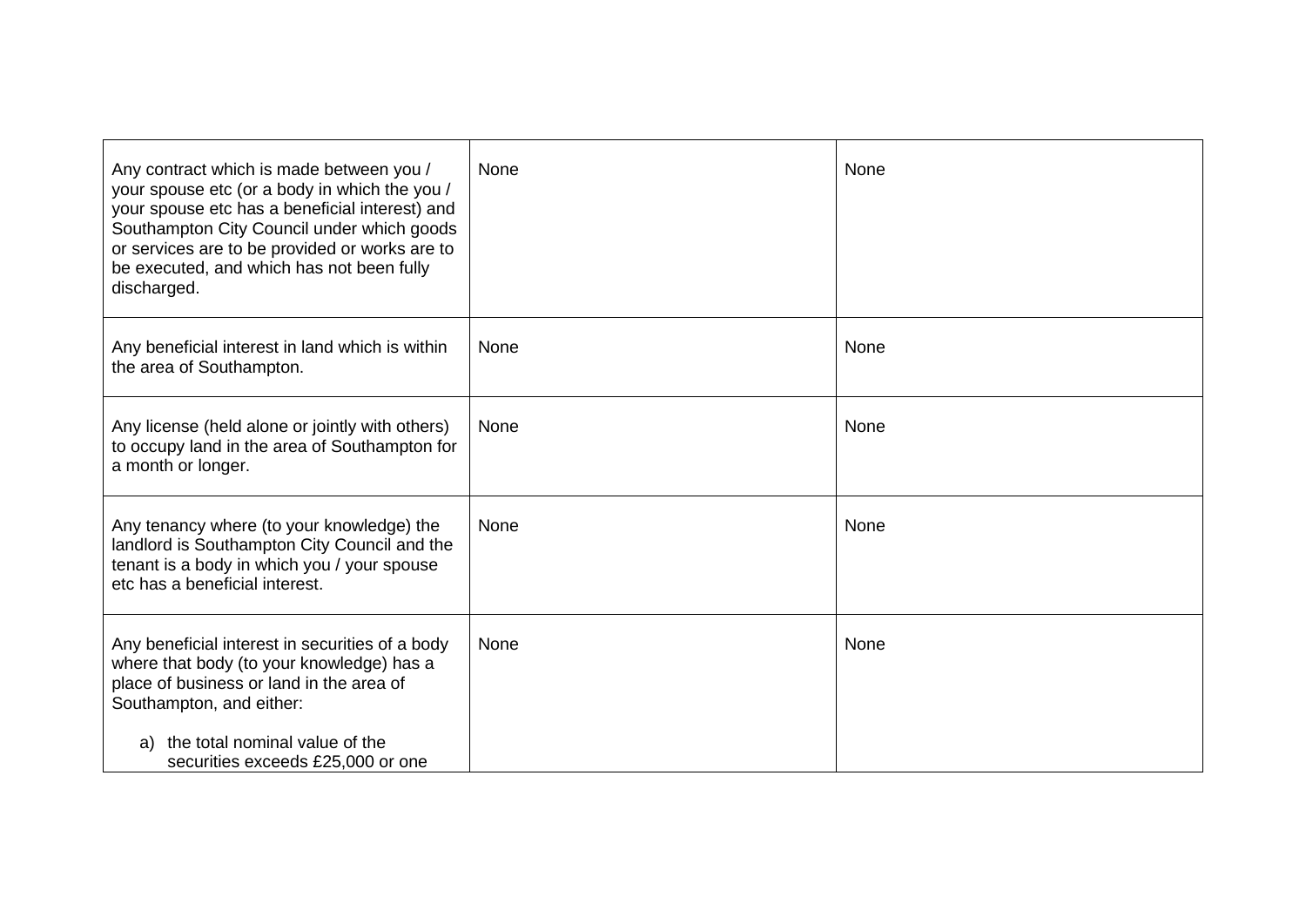| | | |
|---|---|---|
| Any contract which is made between you / your spouse etc (or a body in which the you / your spouse etc has a beneficial interest) and Southampton City Council under which goods or services are to be provided or works are to be executed, and which has not been fully discharged. | None | None |
| Any beneficial interest in land which is within the area of Southampton. | None | None |
| Any license (held alone or jointly with others) to occupy land in the area of Southampton for a month or longer. | None | None |
| Any tenancy where (to your knowledge) the landlord is Southampton City Council and the tenant is a body in which you / your spouse etc has a beneficial interest. | None | None |
| Any beneficial interest in securities of a body where that body (to your knowledge) has a place of business or land in the area of Southampton, and either:<br><br>a) the total nominal value of the securities exceeds £25,000 or one | None | None |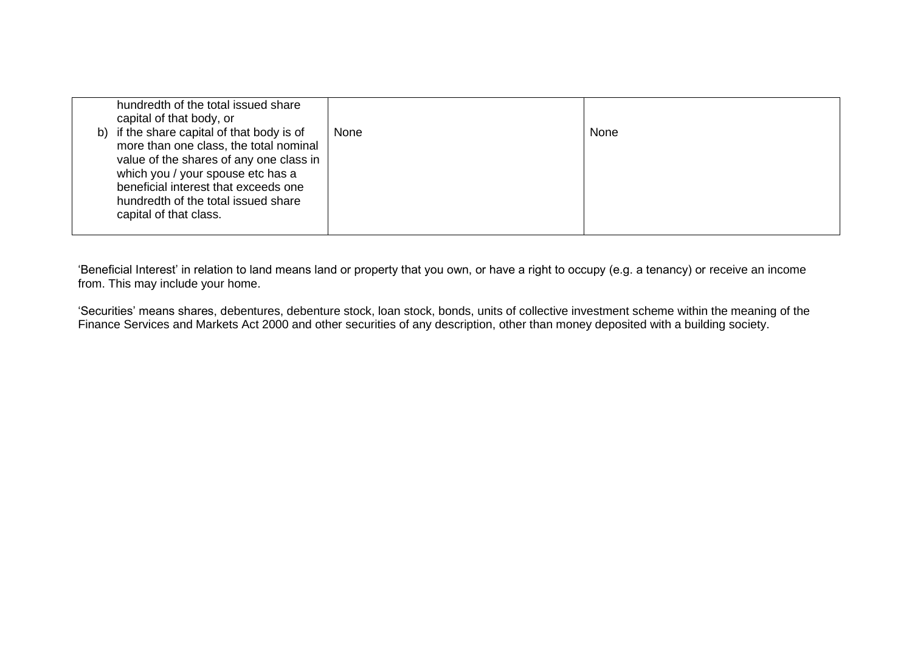| | | |
|---|---|---|
| hundredth of the total issued share capital of that body, or<br>b) if the share capital of that body is of more than one class, the total nominal value of the shares of any one class in which you / your spouse etc has a beneficial interest that exceeds one hundredth of the total issued share capital of that class. | None | None |

'Beneficial Interest' in relation to land means land or property that you own, or have a right to occupy (e.g. a tenancy) or receive an income from. This may include your home.

'Securities' means shares, debentures, debenture stock, loan stock, bonds, units of collective investment scheme within the meaning of the Finance Services and Markets Act 2000 and other securities of any description, other than money deposited with a building society.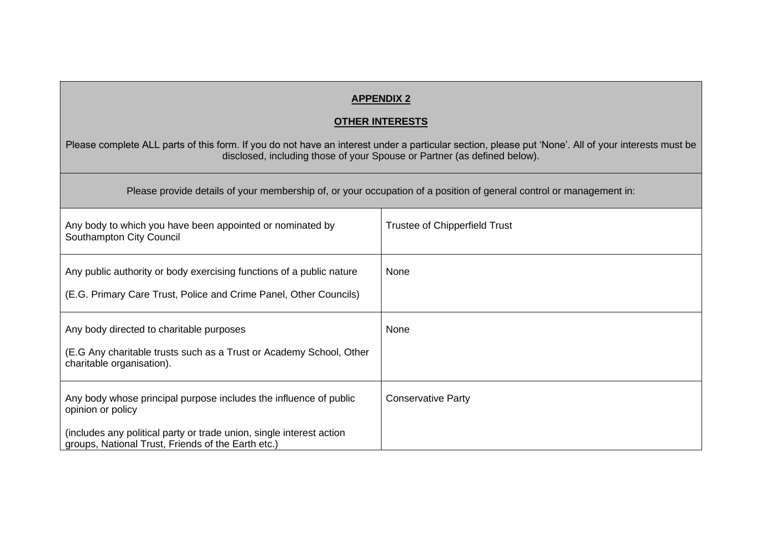**APPENDIX 2**

**OTHER INTERESTS**

Please complete ALL parts of this form. If you do not have an interest under a particular section, please put 'None'. All of your interests must be disclosed, including those of your Spouse or Partner (as defined below).

Please provide details of your membership of, or your occupation of a position of general control or management in:

| | |
|---|---|
| Any body to which you have been appointed or nominated by Southampton City Council | Trustee of Chipperfield Trust |
| Any public authority or body exercising functions of a public nature<br><br>(E.G. Primary Care Trust, Police and Crime Panel, Other Councils) | None |
| Any body directed to charitable purposes<br><br>(E.G Any charitable trusts such as a Trust or Academy School, Other charitable organisation). | None |
| Any body whose principal purpose includes the influence of public opinion or policy<br><br>(includes any political party or trade union, single interest action groups, National Trust, Friends of the Earth etc.) | Conservative Party |